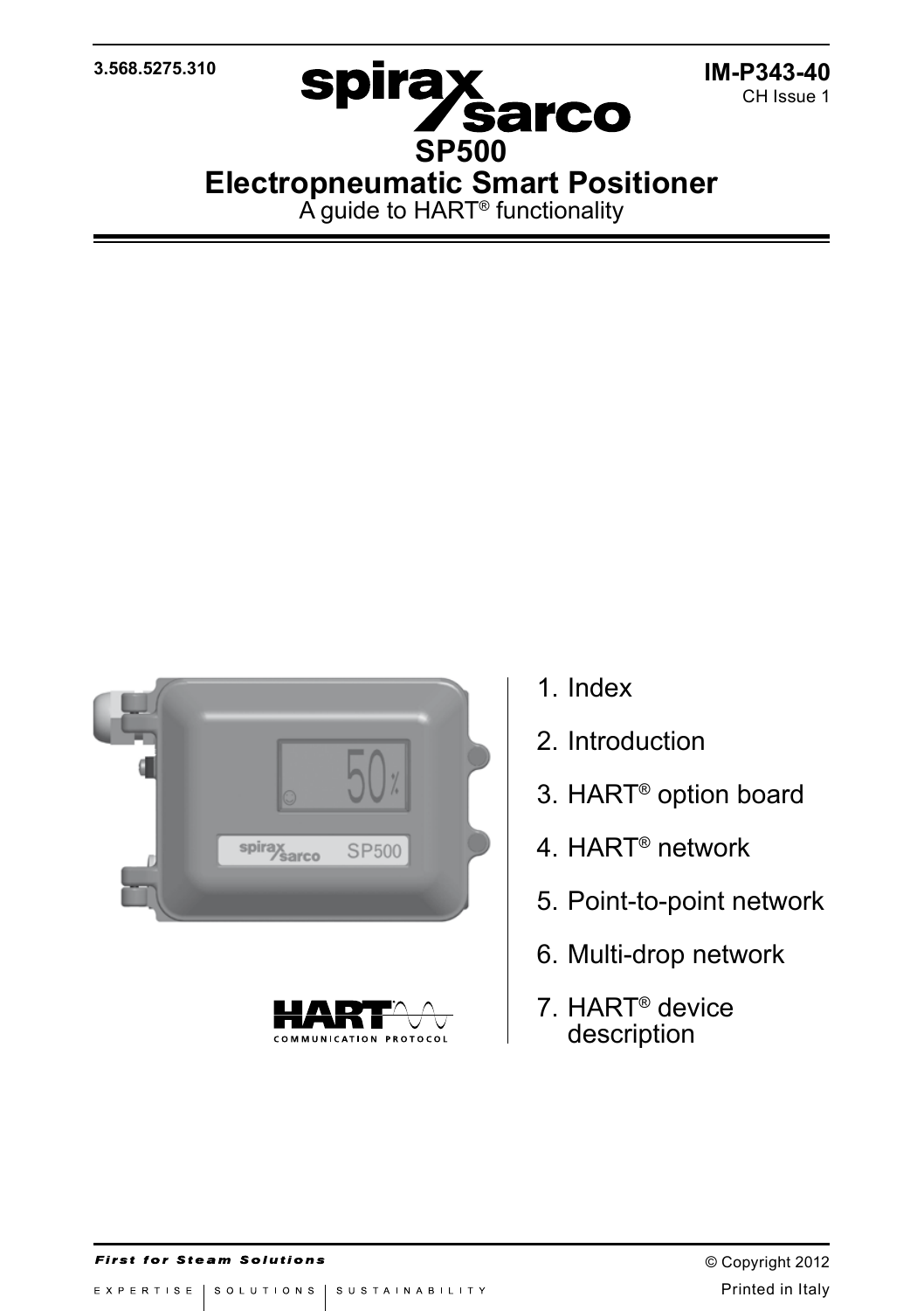3.568.5275.310

**IM-P343-40**
CH Issue 1

# SP500
# Electropneumatic Smart Positioner

A guide to HART® functionality

1. Index
2. Introduction
3. HART® option board
4. HART® network
5. Point-to-point network
6. Multi-drop network
7. HART® device description

*First for Steam Solutions*

EXPERTISE | SOLUTIONS | SUSTAINABILITY

© Copyright 2012

Printed in Italy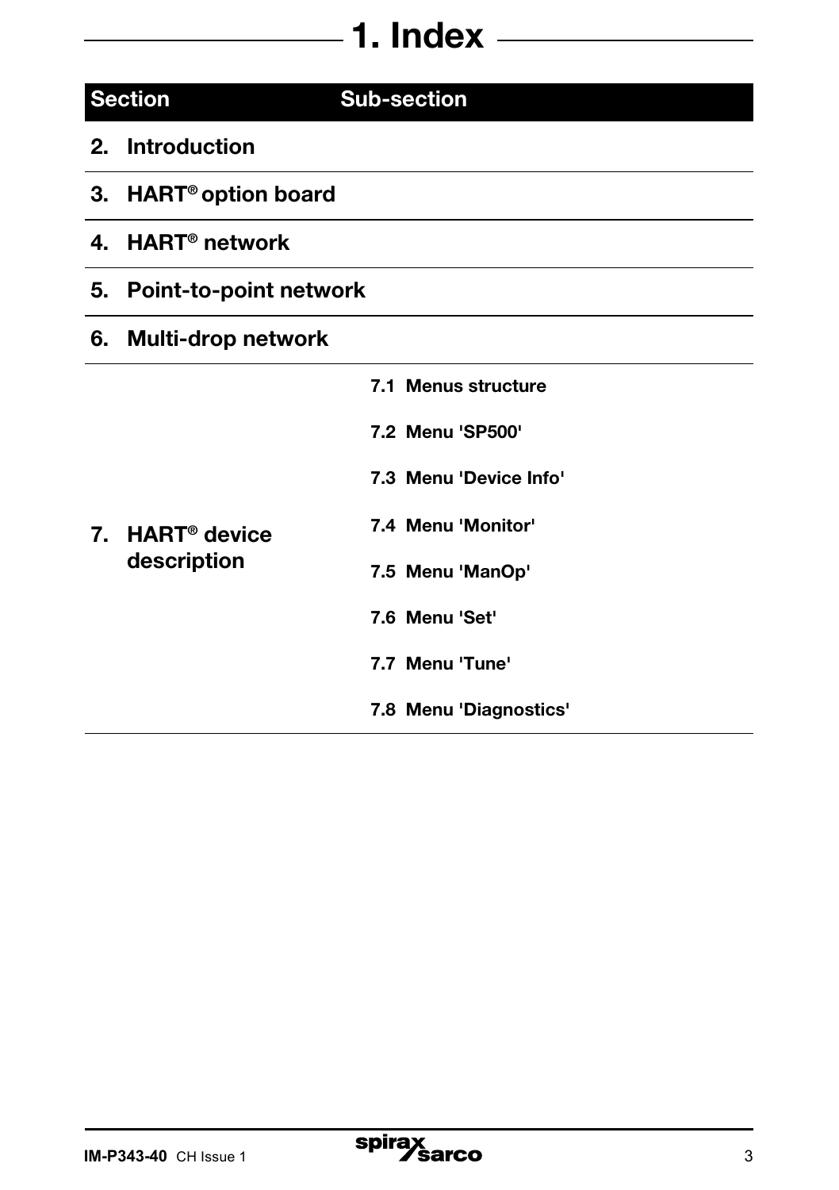# 1. Index

| Section | Sub-section |
|---|---|
| 2. Introduction | |
| 3. HART® option board | |
| 4. HART® network | |
| 5. Point-to-point network | |
| 6. Multi-drop network | |
| 7. HART® device description | 7.1 Menus structure |
| | 7.2 Menu 'SP500' |
| | 7.3 Menu 'Device Info' |
| | 7.4 Menu 'Monitor' |
| | 7.5 Menu 'ManOp' |
| | 7.6 Menu 'Set' |
| | 7.7 Menu 'Tune' |
| | 7.8 Menu 'Diagnostics' |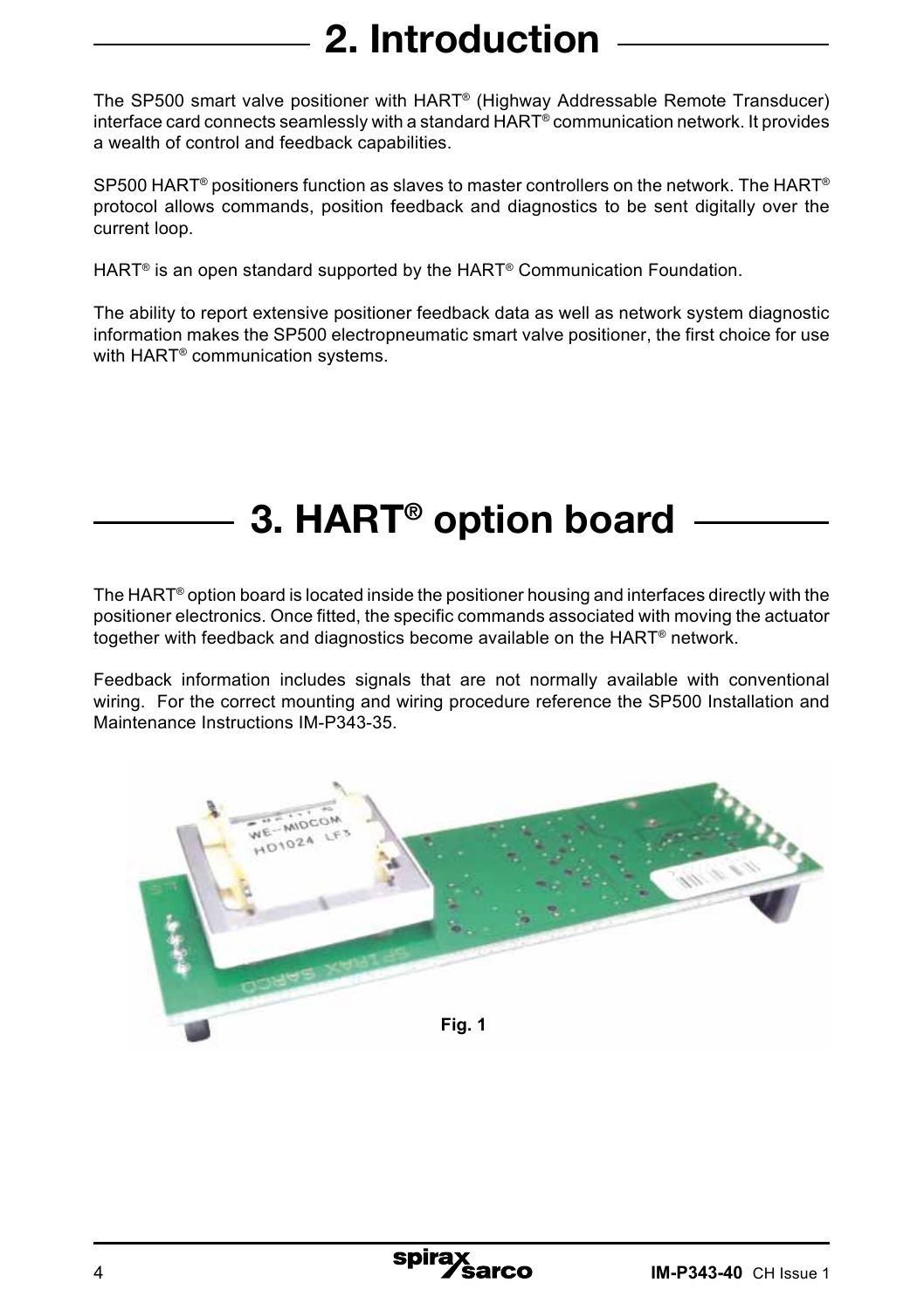# 2. Introduction

The SP500 smart valve positioner with HART® (Highway Addressable Remote Transducer) interface card connects seamlessly with a standard HART® communication network. It provides a wealth of control and feedback capabilities.

SP500 HART® positioners function as slaves to master controllers on the network. The HART® protocol allows commands, position feedback and diagnostics to be sent digitally over the current loop.

HART® is an open standard supported by the HART® Communication Foundation.

The ability to report extensive positioner feedback data as well as network system diagnostic information makes the SP500 electropneumatic smart valve positioner, the first choice for use with HART® communication systems.

# 3. HART® option board

The HART® option board is located inside the positioner housing and interfaces directly with the positioner electronics. Once fitted, the specific commands associated with moving the actuator together with feedback and diagnostics become available on the HART® network.

Feedback information includes signals that are not normally available with conventional wiring. For the correct mounting and wiring procedure reference the SP500 Installation and Maintenance Instructions IM-P343-35.

**Fig. 1**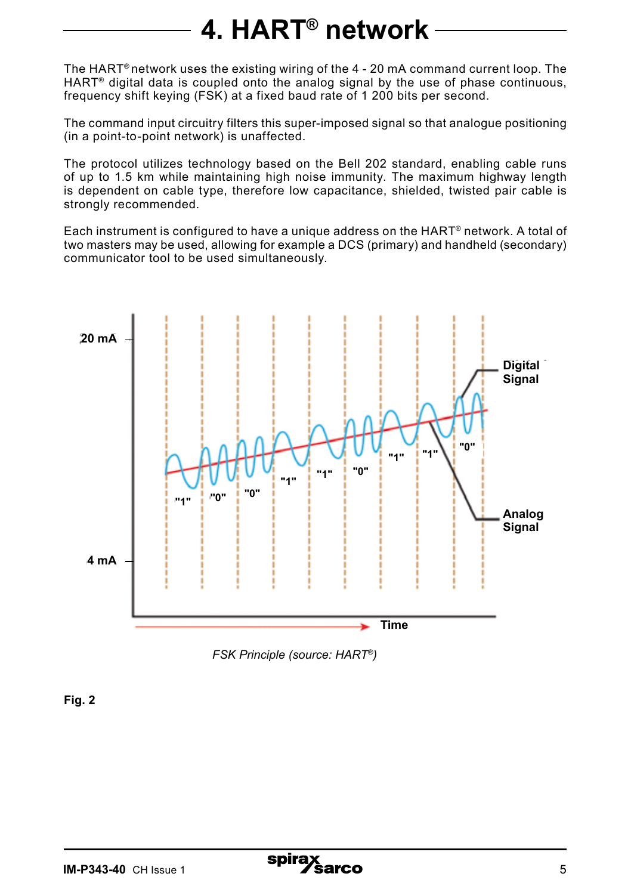# 4. HART® network

The HART® network uses the existing wiring of the 4 - 20 mA command current loop. The HART® digital data is coupled onto the analog signal by the use of phase continuous, frequency shift keying (FSK) at a fixed baud rate of 1 200 bits per second.

The command input circuitry filters this super-imposed signal so that analogue positioning (in a point-to-point network) is unaffected.

The protocol utilizes technology based on the Bell 202 standard, enabling cable runs of up to 1.5 km while maintaining high noise immunity. The maximum highway length is dependent on cable type, therefore low capacitance, shielded, twisted pair cable is strongly recommended.

Each instrument is configured to have a unique address on the HART® network. A total of two masters may be used, allowing for example a DCS (primary) and handheld (secondary) communicator tool to be used simultaneously.

*FSK Principle (source: HART®)*

**Fig. 2**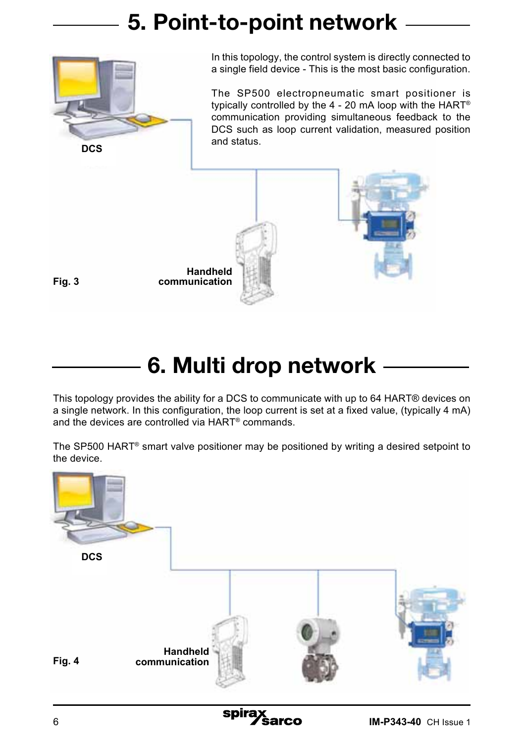# 5. Point-to-point network

In this topology, the control system is directly connected to a single field device - This is the most basic configuration.

The SP500 electropneumatic smart positioner is typically controlled by the 4 - 20 mA loop with the HART® communication providing simultaneous feedback to the DCS such as loop current validation, measured position and status.

DCS

Handheld communication

Fig. 3

# 6. Multi drop network

This topology provides the ability for a DCS to communicate with up to 64 HART® devices on a single network. In this configuration, the loop current is set at a fixed value, (typically 4 mA) and the devices are controlled via HART® commands.

The SP500 HART® smart valve positioner may be positioned by writing a desired setpoint to the device.

DCS

Handheld communication

Fig. 4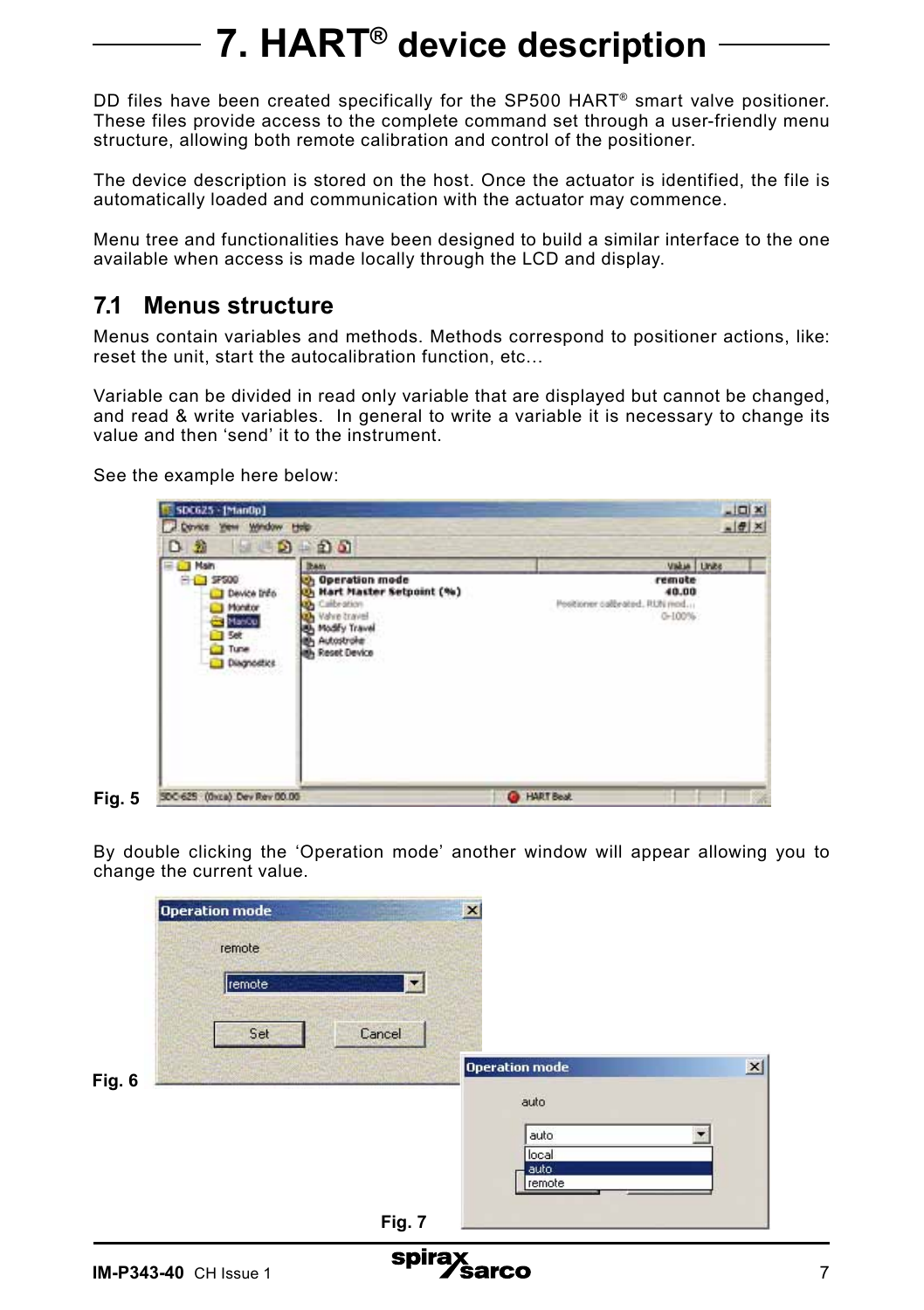# 7. HART® device description

DD files have been created specifically for the SP500 HART® smart valve positioner. These files provide access to the complete command set through a user-friendly menu structure, allowing both remote calibration and control of the positioner.

The device description is stored on the host. Once the actuator is identified, the file is automatically loaded and communication with the actuator may commence.

Menu tree and functionalities have been designed to build a similar interface to the one available when access is made locally through the LCD and display.

## 7.1 Menus structure

Menus contain variables and methods. Methods correspond to positioner actions, like: reset the unit, start the autocalibration function, etc…

Variable can be divided in read only variable that are displayed but cannot be changed, and read & write variables. In general to write a variable it is necessary to change its value and then 'send' it to the instrument.

See the example here below:

**Fig. 5**

By double clicking the 'Operation mode' another window will appear allowing you to change the current value.

**Fig. 6**

**Fig. 7**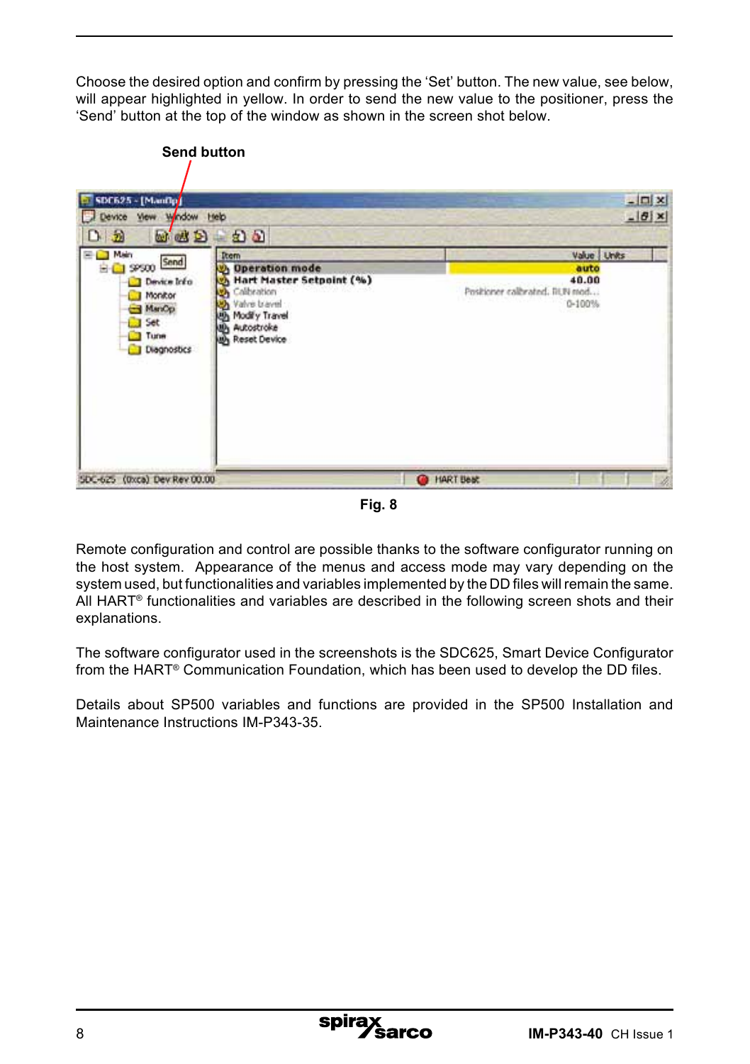Choose the desired option and confirm by pressing the 'Set' button. The new value, see below, will appear highlighted in yellow. In order to send the new value to the positioner, press the 'Send' button at the top of the window as shown in the screen shot below.

**Send button**

**Fig. 8**

Remote configuration and control are possible thanks to the software configurator running on the host system. Appearance of the menus and access mode may vary depending on the system used, but functionalities and variables implemented by the DD files will remain the same. All HART® functionalities and variables are described in the following screen shots and their explanations.

The software configurator used in the screenshots is the SDC625, Smart Device Configurator from the HART® Communication Foundation, which has been used to develop the DD files.

Details about SP500 variables and functions are provided in the SP500 Installation and Maintenance Instructions IM-P343-35.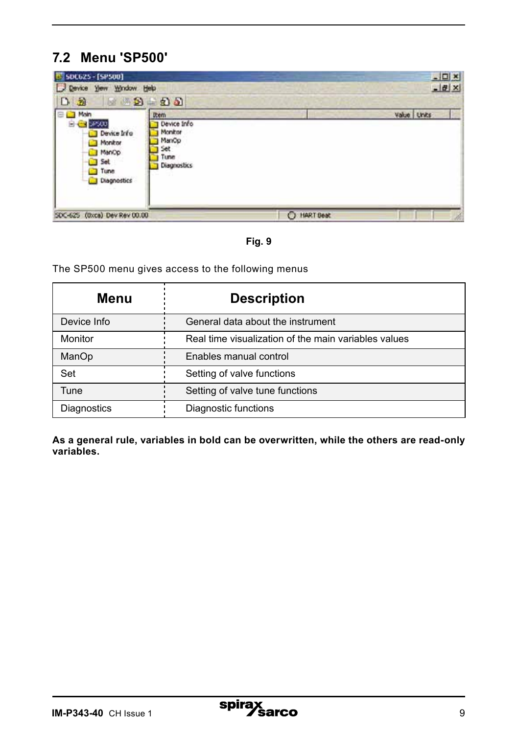## 7.2 Menu 'SP500'

Fig. 9

The SP500 menu gives access to the following menus

| Menu | Description |
|---|---|
| Device Info | General data about the instrument |
| Monitor | Real time visualization of the main variables values |
| ManOp | Enables manual control |
| Set | Setting of valve functions |
| Tune | Setting of valve tune functions |
| Diagnostics | Diagnostic functions |

**As a general rule, variables in bold can be overwritten, while the others are read-only variables.**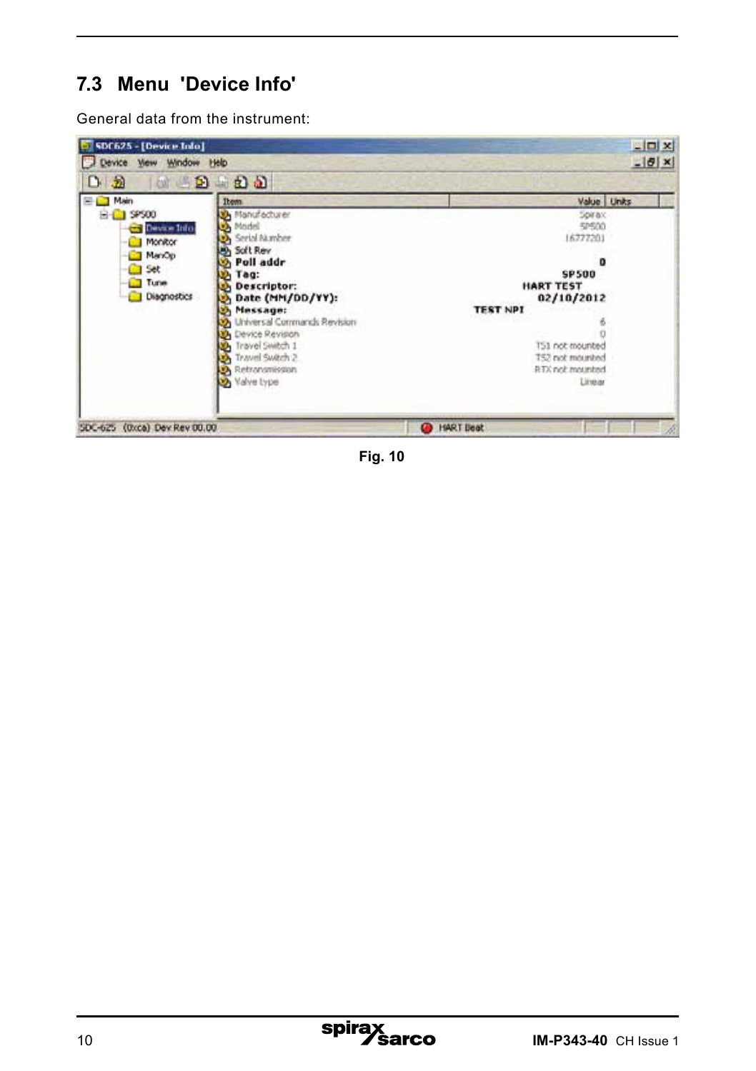## 7.3 Menu 'Device Info'

General data from the instrument:

Fig. 10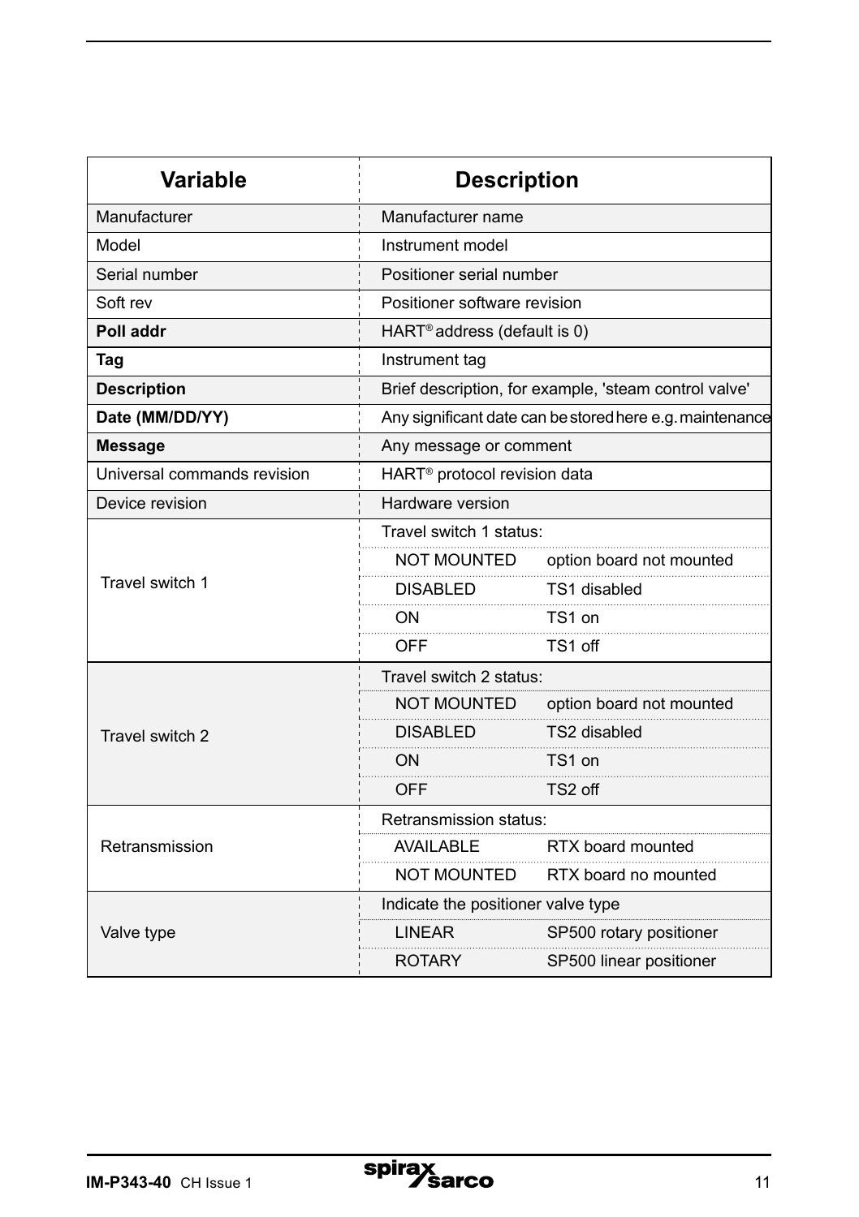| Variable | Description | |
|---|---|---|
| Manufacturer | Manufacturer name | |
| Model | Instrument model | |
| Serial number | Positioner serial number | |
| Soft rev | Positioner software revision | |
| **Poll addr** | HART® address (default is 0) | |
| **Tag** | Instrument tag | |
| **Description** | Brief description, for example, 'steam control valve' | |
| **Date (MM/DD/YY)** | Any significant date can be stored here e.g. maintenance | |
| **Message** | Any message or comment | |
| Universal commands revision | HART® protocol revision data | |
| Device revision | Hardware version | |
| Travel switch 1 | Travel switch 1 status: | |
| | NOT MOUNTED | option board not mounted |
| | DISABLED | TS1 disabled |
| | ON | TS1 on |
| | OFF | TS1 off |
| Travel switch 2 | Travel switch 2 status: | |
| | NOT MOUNTED | option board not mounted |
| | DISABLED | TS2 disabled |
| | ON | TS1 on |
| | OFF | TS2 off |
| Retransmission | Retransmission status: | |
| | AVAILABLE | RTX board mounted |
| | NOT MOUNTED | RTX board no mounted |
| Valve type | Indicate the positioner valve type | |
| | LINEAR | SP500 rotary positioner |
| | ROTARY | SP500 linear positioner |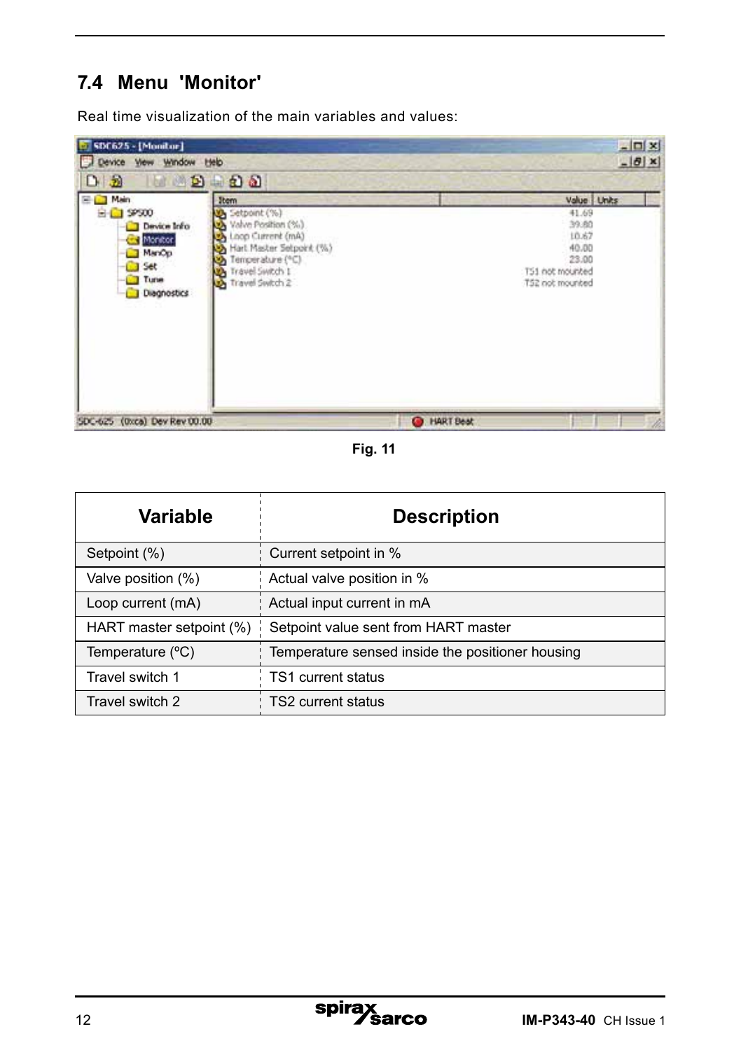## 7.4 Menu 'Monitor'

Real time visualization of the main variables and values:

Fig. 11

| Variable | Description |
|---|---|
| Setpoint (%) | Current setpoint in % |
| Valve position (%) | Actual valve position in % |
| Loop current (mA) | Actual input current in mA |
| HART master setpoint (%) | Setpoint value sent from HART master |
| Temperature (ºC) | Temperature sensed inside the positioner housing |
| Travel switch 1 | TS1 current status |
| Travel switch 2 | TS2 current status |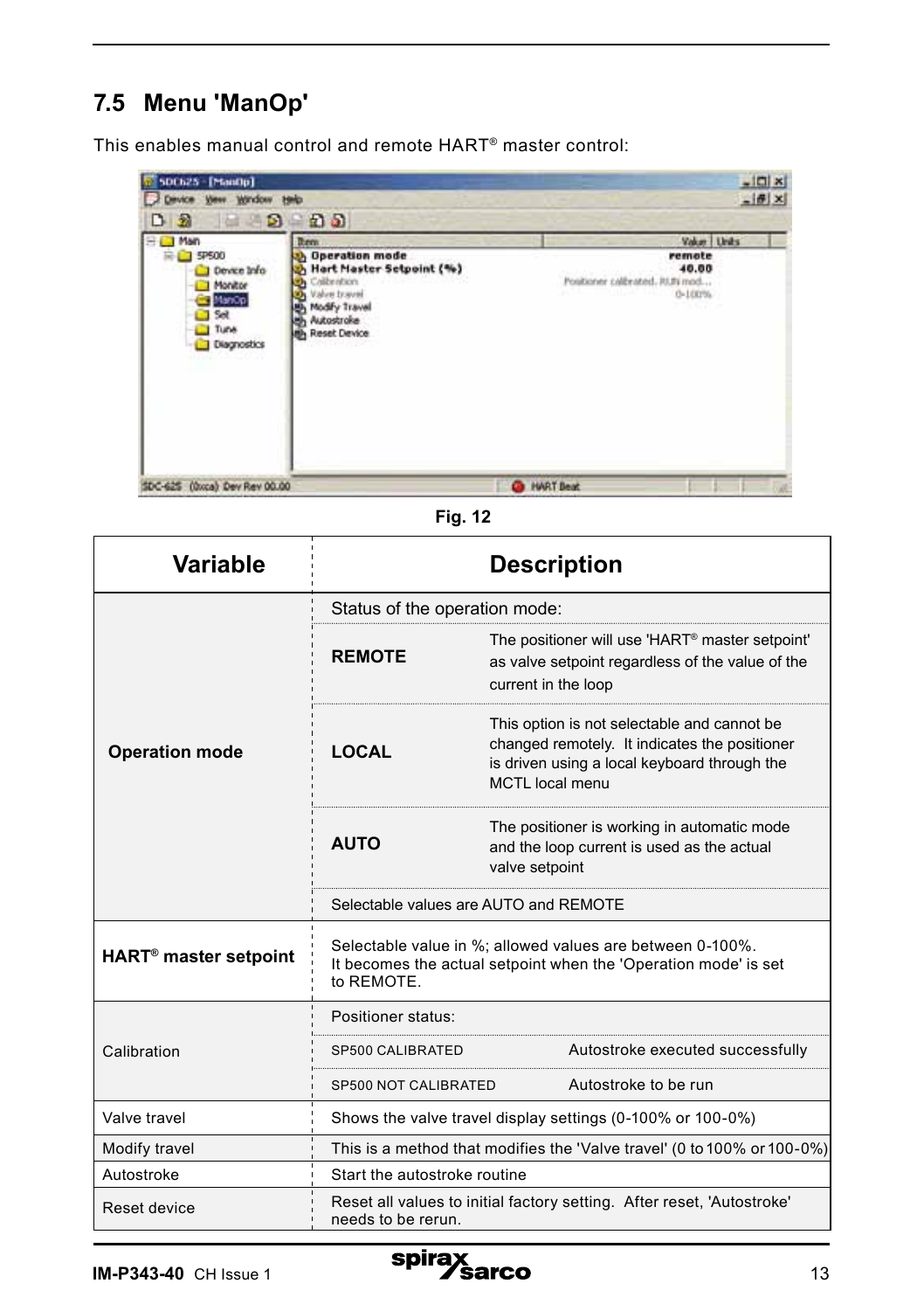## 7.5 Menu 'ManOp'

This enables manual control and remote HART® master control:

Fig. 12

| Variable | Description | |
|---|---|---|
| **Operation mode** | Status of the operation mode: | |
| | **REMOTE** | The positioner will use 'HART® master setpoint' as valve setpoint regardless of the value of the current in the loop |
| | **LOCAL** | This option is not selectable and cannot be changed remotely. It indicates the positioner is driven using a local keyboard through the MCTL local menu |
| | **AUTO** | The positioner is working in automatic mode and the loop current is used as the actual valve setpoint |
| | Selectable values are AUTO and REMOTE | |
| **HART® master setpoint** | Selectable value in %; allowed values are between 0-100%. It becomes the actual setpoint when the 'Operation mode' is set to REMOTE. | |
| Calibration | Positioner status: | |
| | SP500 CALIBRATED | Autostroke executed successfully |
| | SP500 NOT CALIBRATED | Autostroke to be run |
| Valve travel | Shows the valve travel display settings (0-100% or 100-0%) | |
| Modify travel | This is a method that modifies the 'Valve travel' (0 to 100% or 100-0%) | |
| Autostroke | Start the autostroke routine | |
| Reset device | Reset all values to initial factory setting. After reset, 'Autostroke' needs to be rerun. | |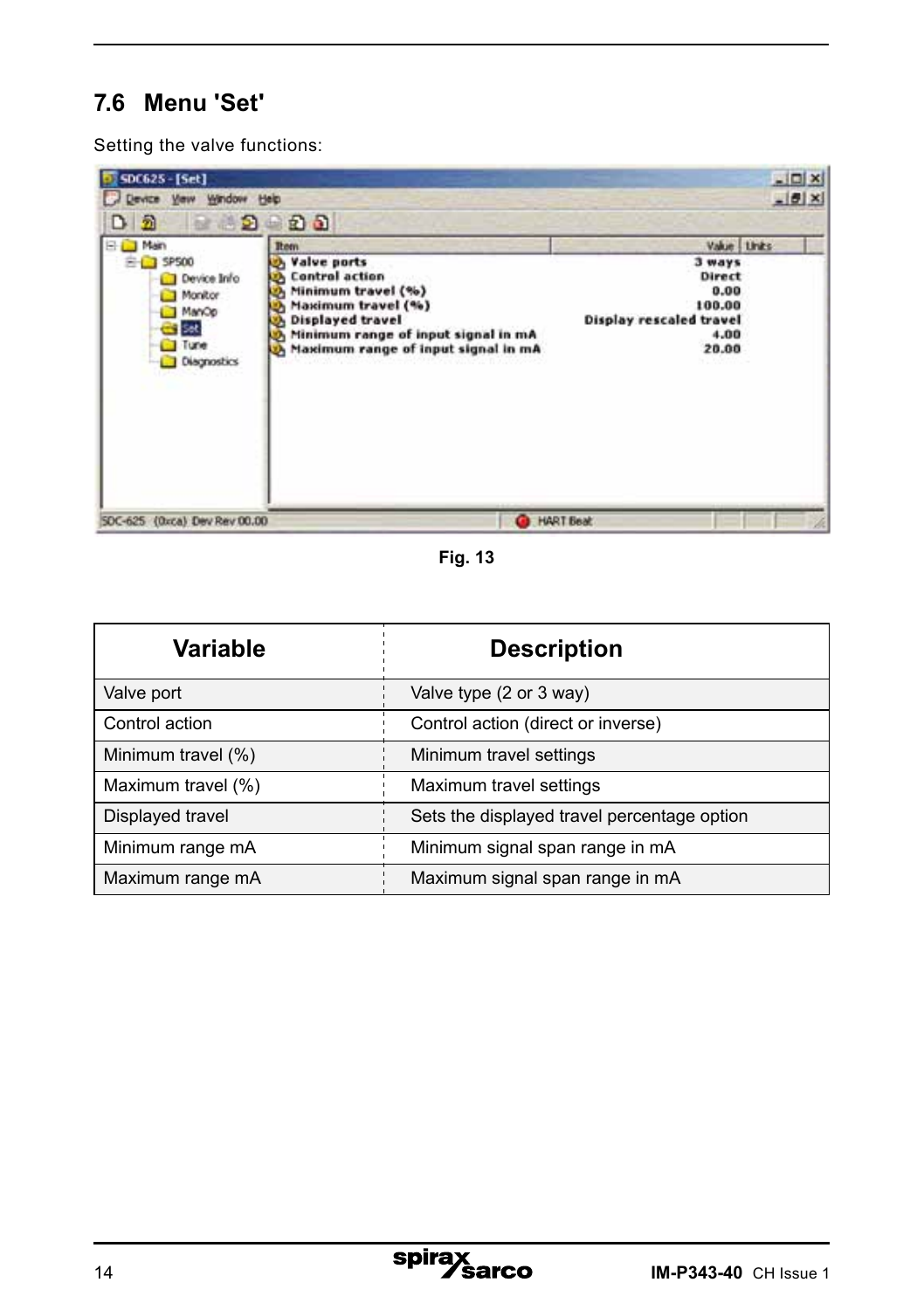## 7.6 Menu 'Set'

Setting the valve functions:

Fig. 13

| Variable | Description |
|---|---|
| Valve port | Valve type (2 or 3 way) |
| Control action | Control action (direct or inverse) |
| Minimum travel (%) | Minimum travel settings |
| Maximum travel (%) | Maximum travel settings |
| Displayed travel | Sets the displayed travel percentage option |
| Minimum range mA | Minimum signal span range in mA |
| Maximum range mA | Maximum signal span range in mA |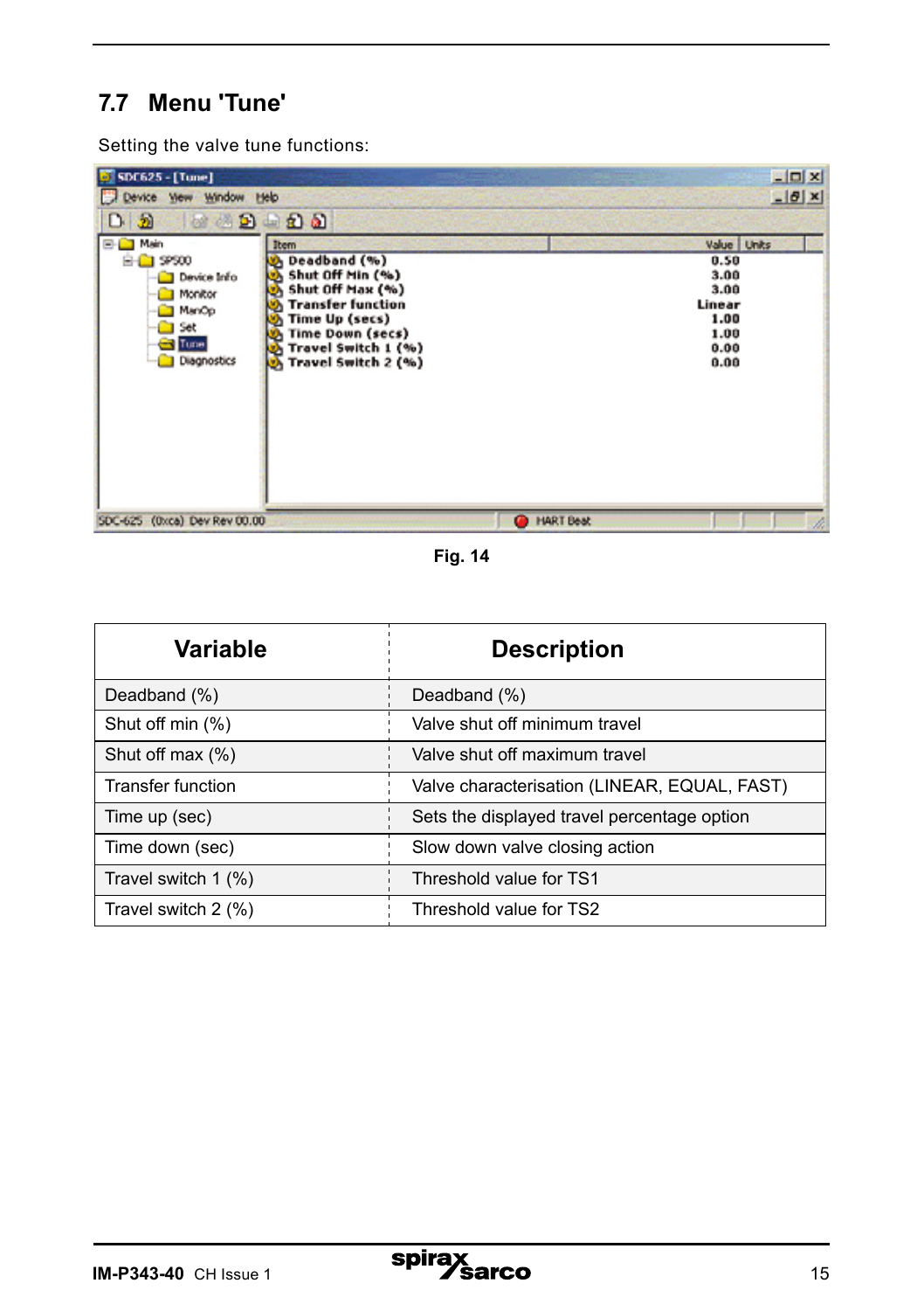## 7.7 Menu 'Tune'

Setting the valve tune functions:

Fig. 14

| Variable | Description |
|---|---|
| Deadband (%) | Deadband (%) |
| Shut off min (%) | Valve shut off minimum travel |
| Shut off max (%) | Valve shut off maximum travel |
| Transfer function | Valve characterisation (LINEAR, EQUAL, FAST) |
| Time up (sec) | Sets the displayed travel percentage option |
| Time down (sec) | Slow down valve closing action |
| Travel switch 1 (%) | Threshold value for TS1 |
| Travel switch 2 (%) | Threshold value for TS2 |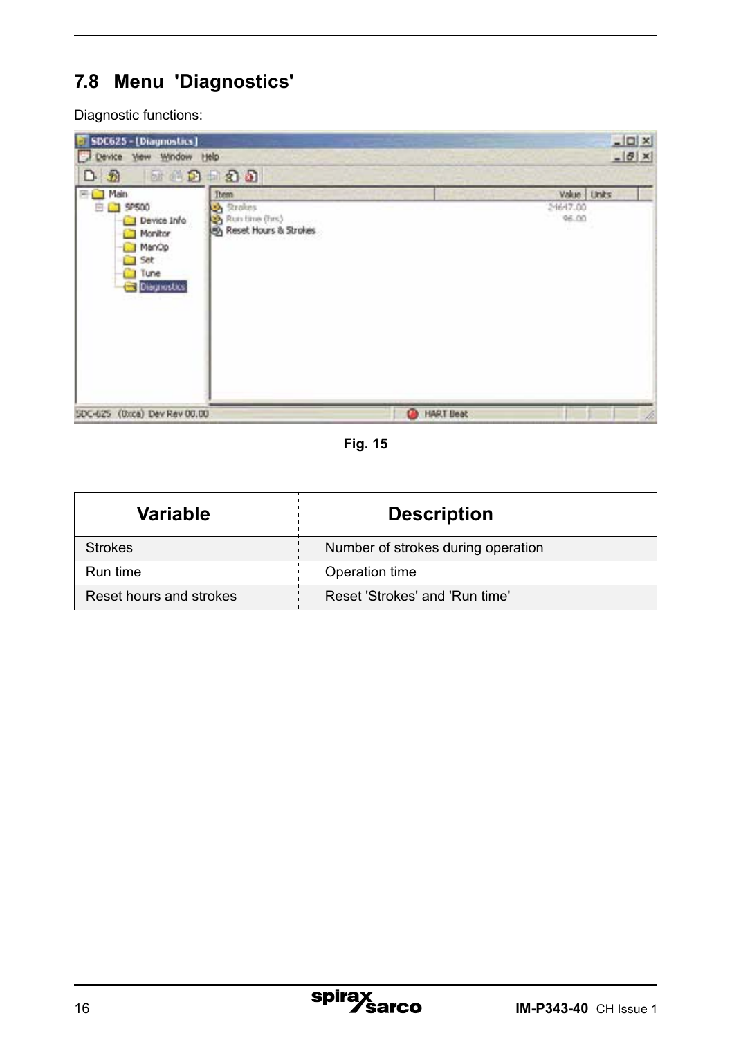## 7.8 Menu 'Diagnostics'

Diagnostic functions:

**Fig. 15**

| Variable | Description |
|---|---|
| Strokes | Number of strokes during operation |
| Run time | Operation time |
| Reset hours and strokes | Reset 'Strokes' and 'Run time' |